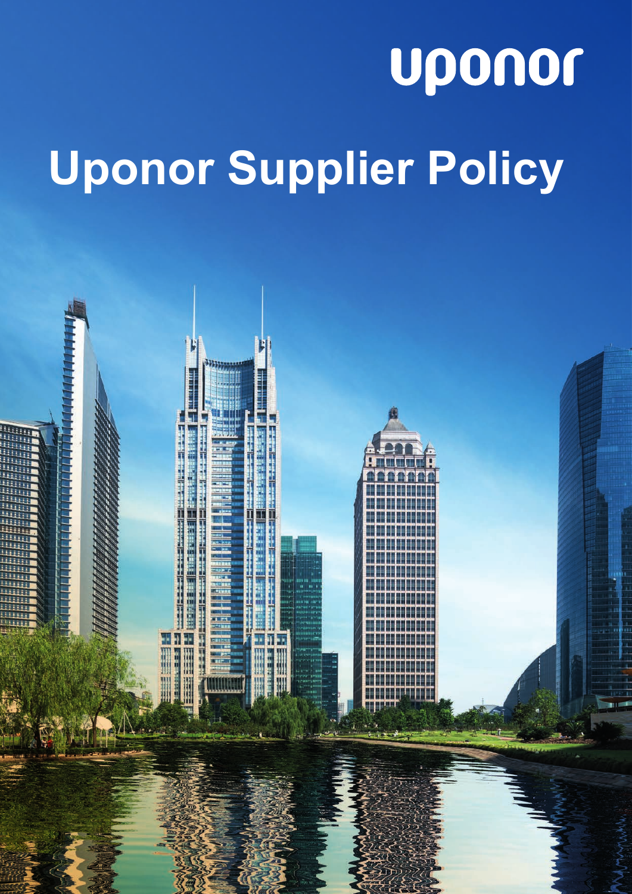uponor

# Uponor Supplier Policy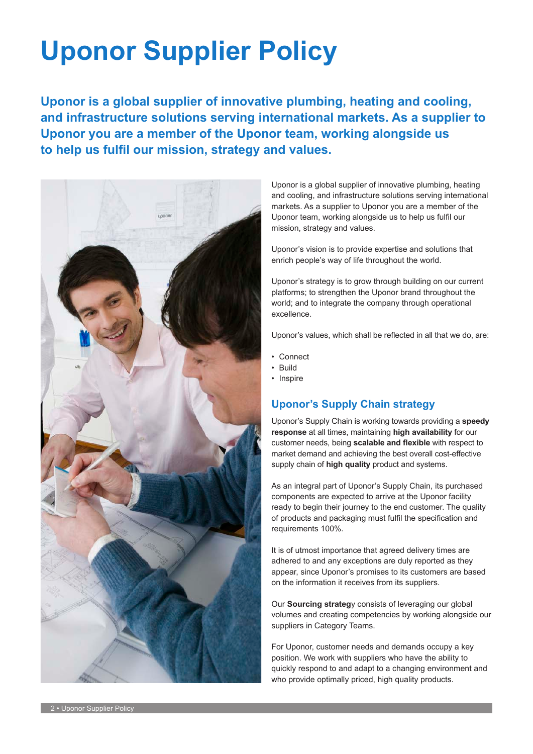# Uponor Supplier Policy

**Uponor is a global supplier of innovative plumbing, heating and cooling, and infrastructure solutions serving international markets. As a supplier to Uponor you are a member of the Uponor team, working alongside us to help us fulfil our mission, strategy and values.**

Uponor is a global supplier of innovative plumbing, heating and cooling, and infrastructure solutions serving international markets. As a supplier to Uponor you are a member of the Uponor team, working alongside us to help us fulfil our mission, strategy and values.

Uponor's vision is to provide expertise and solutions that enrich people's way of life throughout the world.

Uponor's strategy is to grow through building on our current platforms; to strengthen the Uponor brand throughout the world; and to integrate the company through operational excellence.

Uponor's values, which shall be reflected in all that we do, are:

- Connect
- Build
- Inspire

## Uponor's Supply Chain strategy

Uponor's Supply Chain is working towards providing a **speedy response** at all times, maintaining **high availability** for our customer needs, being **scalable and flexible** with respect to market demand and achieving the best overall cost-effective supply chain of **high quality** product and systems.

As an integral part of Uponor's Supply Chain, its purchased components are expected to arrive at the Uponor facility ready to begin their journey to the end customer. The quality of products and packaging must fulfil the specification and requirements 100%.

It is of utmost importance that agreed delivery times are adhered to and any exceptions are duly reported as they appear, since Uponor's promises to its customers are based on the information it receives from its suppliers.

Our **Sourcing strateg**y consists of leveraging our global volumes and creating competencies by working alongside our suppliers in Category Teams.

For Uponor, customer needs and demands occupy a key position. We work with suppliers who have the ability to quickly respond to and adapt to a changing environment and who provide optimally priced, high quality products.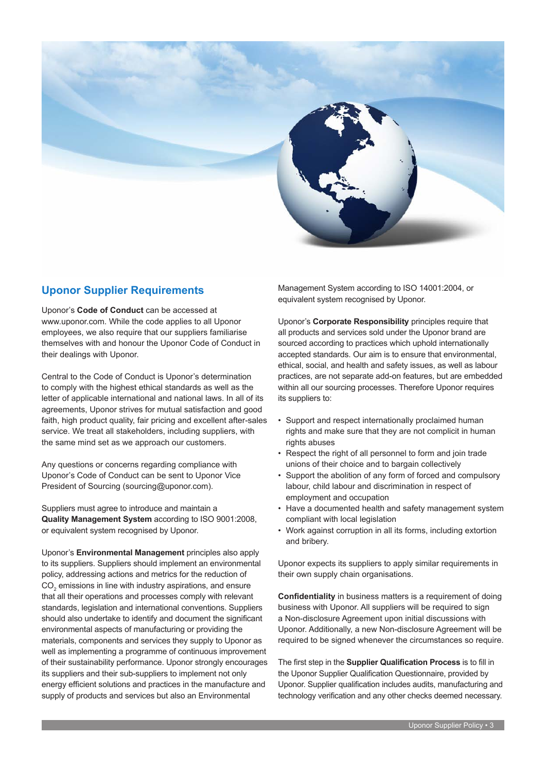## Uponor Supplier Requirements

Uponor's **Code of Conduct** can be accessed at www.uponor.com. While the code applies to all Uponor employees, we also require that our suppliers familiarise themselves with and honour the Uponor Code of Conduct in their dealings with Uponor.

Central to the Code of Conduct is Uponor's determination to comply with the highest ethical standards as well as the letter of applicable international and national laws. In all of its agreements, Uponor strives for mutual satisfaction and good faith, high product quality, fair pricing and excellent after-sales service. We treat all stakeholders, including suppliers, with the same mind set as we approach our customers.

Any questions or concerns regarding compliance with Uponor's Code of Conduct can be sent to Uponor Vice President of Sourcing (sourcing@uponor.com).

Suppliers must agree to introduce and maintain a **Quality Management System** according to ISO 9001:2008, or equivalent system recognised by Uponor.

Uponor's **Environmental Management** principles also apply to its suppliers. Suppliers should implement an environmental policy, addressing actions and metrics for the reduction of $CO_2$ emissions in line with industry aspirations, and ensure that all their operations and processes comply with relevant standards, legislation and international conventions. Suppliers should also undertake to identify and document the significant environmental aspects of manufacturing or providing the materials, components and services they supply to Uponor as well as implementing a programme of continuous improvement of their sustainability performance. Uponor strongly encourages its suppliers and their sub-suppliers to implement not only energy efficient solutions and practices in the manufacture and supply of products and services but also an Environmental Management System according to ISO 14001:2004, or equivalent system recognised by Uponor.

Uponor's **Corporate Responsibility** principles require that all products and services sold under the Uponor brand are sourced according to practices which uphold internationally accepted standards. Our aim is to ensure that environmental, ethical, social, and health and safety issues, as well as labour practices, are not separate add-on features, but are embedded within all our sourcing processes. Therefore Uponor requires its suppliers to:

- Support and respect internationally proclaimed human rights and make sure that they are not complicit in human rights abuses
- Respect the right of all personnel to form and join trade unions of their choice and to bargain collectively
- Support the abolition of any form of forced and compulsory labour, child labour and discrimination in respect of employment and occupation
- Have a documented health and safety management system compliant with local legislation
- Work against corruption in all its forms, including extortion and bribery.

Uponor expects its suppliers to apply similar requirements in their own supply chain organisations.

**Confidentiality** in business matters is a requirement of doing business with Uponor. All suppliers will be required to sign a Non-disclosure Agreement upon initial discussions with Uponor. Additionally, a new Non-disclosure Agreement will be required to be signed whenever the circumstances so require.

The first step in the **Supplier Qualification Process** is to fill in the Uponor Supplier Qualification Questionnaire, provided by Uponor. Supplier qualification includes audits, manufacturing and technology verification and any other checks deemed necessary.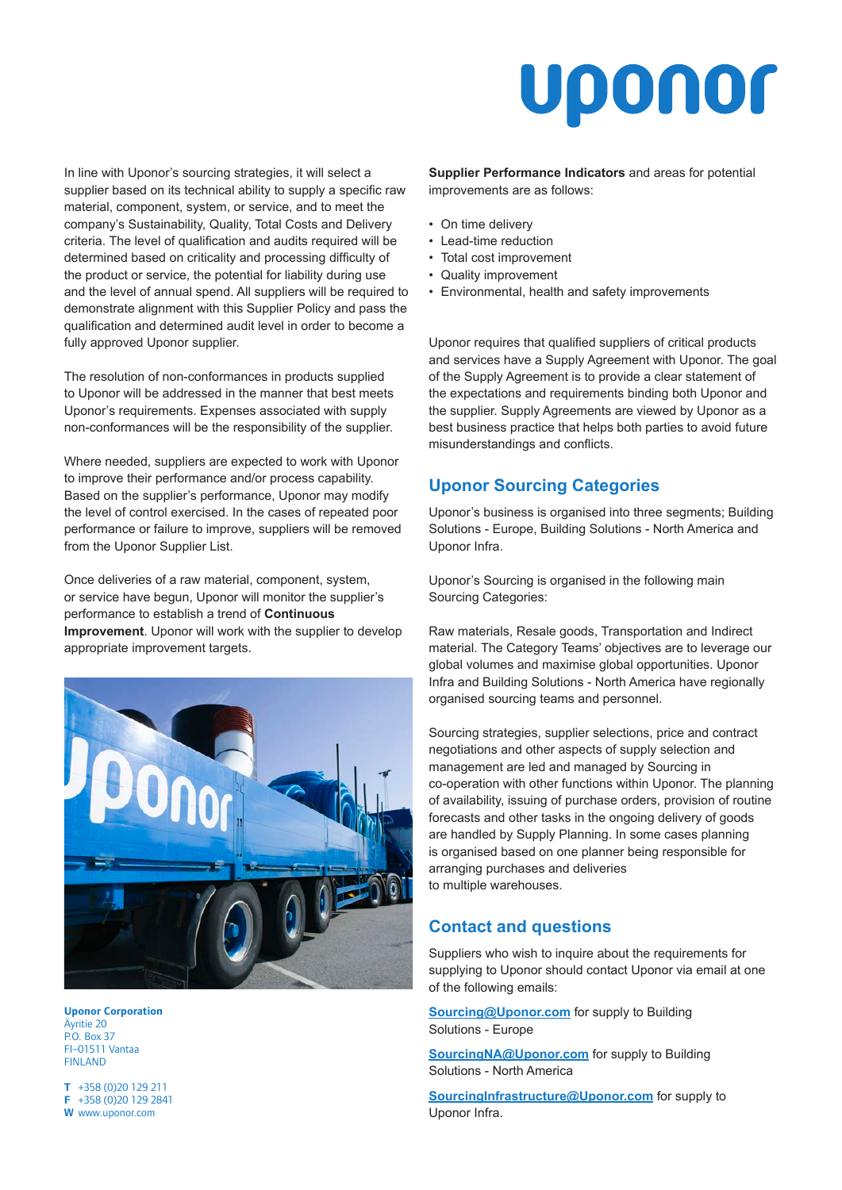In line with Uponor's sourcing strategies, it will select a supplier based on its technical ability to supply a specific raw material, component, system, or service, and to meet the company's Sustainability, Quality, Total Costs and Delivery criteria. The level of qualification and audits required will be determined based on criticality and processing difficulty of the product or service, the potential for liability during use and the level of annual spend. All suppliers will be required to demonstrate alignment with this Supplier Policy and pass the qualification and determined audit level in order to become a fully approved Uponor supplier.

The resolution of non-conformances in products supplied to Uponor will be addressed in the manner that best meets Uponor's requirements. Expenses associated with supply non-conformances will be the responsibility of the supplier.

Where needed, suppliers are expected to work with Uponor to improve their performance and/or process capability. Based on the supplier's performance, Uponor may modify the level of control exercised. In the cases of repeated poor performance or failure to improve, suppliers will be removed from the Uponor Supplier List.

Once deliveries of a raw material, component, system, or service have begun, Uponor will monitor the supplier's performance to establish a trend of **Continuous Improvement**. Uponor will work with the supplier to develop appropriate improvement targets.

**Supplier Performance Indicators** and areas for potential improvements are as follows:

- On time delivery
- Lead-time reduction
- Total cost improvement
- Quality improvement
- Environmental, health and safety improvements

Uponor requires that qualified suppliers of critical products and services have a Supply Agreement with Uponor. The goal of the Supply Agreement is to provide a clear statement of the expectations and requirements binding both Uponor and the supplier. Supply Agreements are viewed by Uponor as a best business practice that helps both parties to avoid future misunderstandings and conflicts.

## Uponor Sourcing Categories

Uponor's business is organised into three segments; Building Solutions - Europe, Building Solutions - North America and Uponor Infra.

Uponor's Sourcing is organised in the following main Sourcing Categories:

Raw materials, Resale goods, Transportation and Indirect material. The Category Teams' objectives are to leverage our global volumes and maximise global opportunities. Uponor Infra and Building Solutions - North America have regionally organised sourcing teams and personnel.

Sourcing strategies, supplier selections, price and contract negotiations and other aspects of supply selection and management are led and managed by Sourcing in co-operation with other functions within Uponor. The planning of availability, issuing of purchase orders, provision of routine forecasts and other tasks in the ongoing delivery of goods are handled by Supply Planning. In some cases planning is organised based on one planner being responsible for arranging purchases and deliveries to multiple warehouses.

## Contact and questions

Suppliers who wish to inquire about the requirements for supplying to Uponor should contact Uponor via email at one of the following emails:

**Sourcing@Uponor.com** for supply to Building Solutions - Europe

**SourcingNA@Uponor.com** for supply to Building Solutions - North America

**SourcingInfrastructure@Uponor.com** for supply to Uponor Infra.

**Uponor Corporation**
Äyritie 20
P.O. Box 37
FI–01511 Vantaa
FINLAND

**T** +358 (0)20 129 211
**F** +358 (0)20 129 2841
**W** www.uponor.com